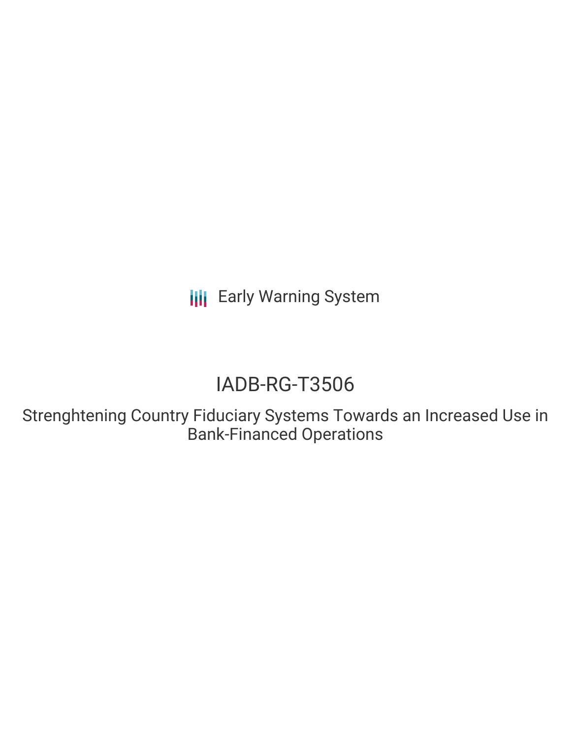Early Warning System

# IADB-RG-T3506

Strenghtening Country Fiduciary Systems Towards an Increased Use in Bank-Financed Operations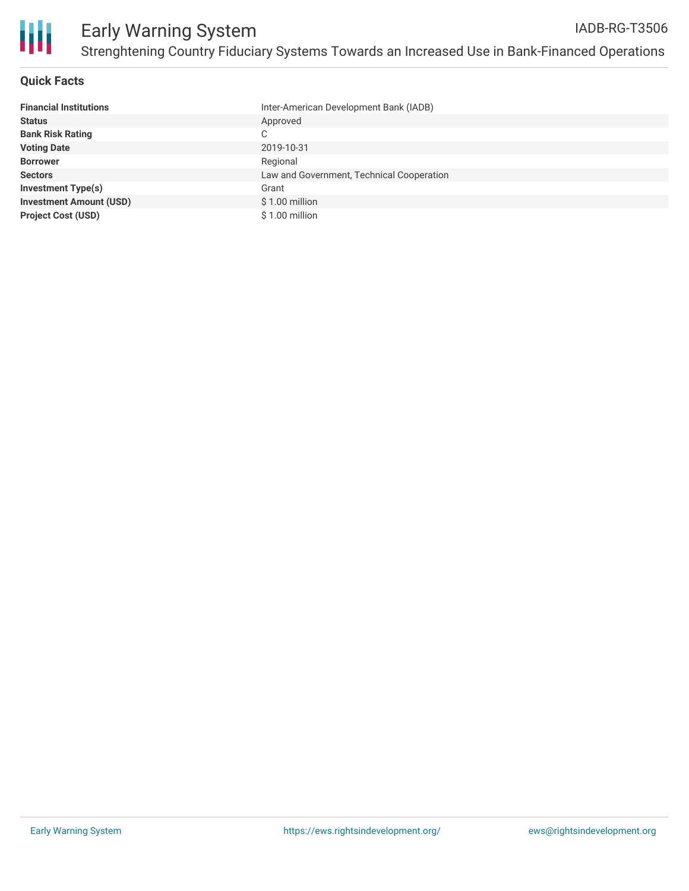# Early Warning System

IADB-RG-T3506

Strenghtening Country Fiduciary Systems Towards an Increased Use in Bank-Financed Operations

## Quick Facts

| | |
|---|---|
| **Financial Institutions** | Inter-American Development Bank (IADB) |
| **Status** | Approved |
| **Bank Risk Rating** | C |
| **Voting Date** | 2019-10-31 |
| **Borrower** | Regional |
| **Sectors** | Law and Government, Technical Cooperation |
| **Investment Type(s)** | Grant |
| **Investment Amount (USD)** | $ 1.00 million |
| **Project Cost (USD)** | $ 1.00 million |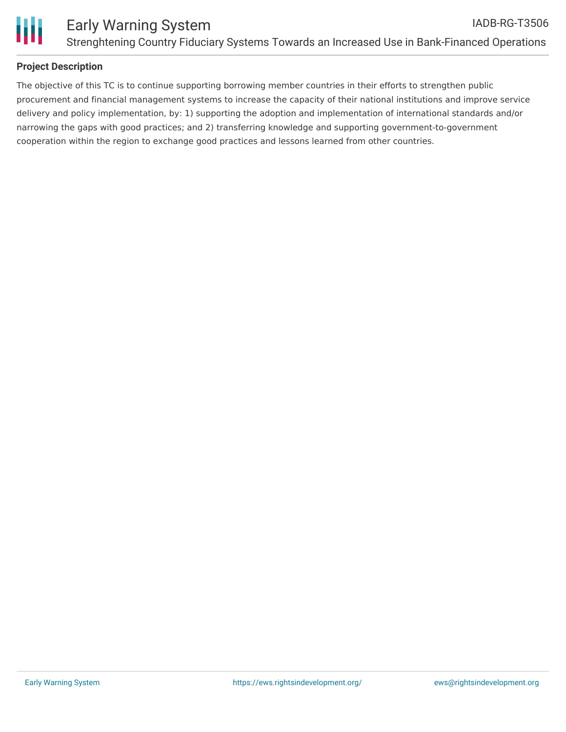## Project Description

The objective of this TC is to continue supporting borrowing member countries in their efforts to strengthen public procurement and financial management systems to increase the capacity of their national institutions and improve service delivery and policy implementation, by: 1) supporting the adoption and implementation of international standards and/or narrowing the gaps with good practices; and 2) transferring knowledge and supporting government-to-government cooperation within the region to exchange good practices and lessons learned from other countries.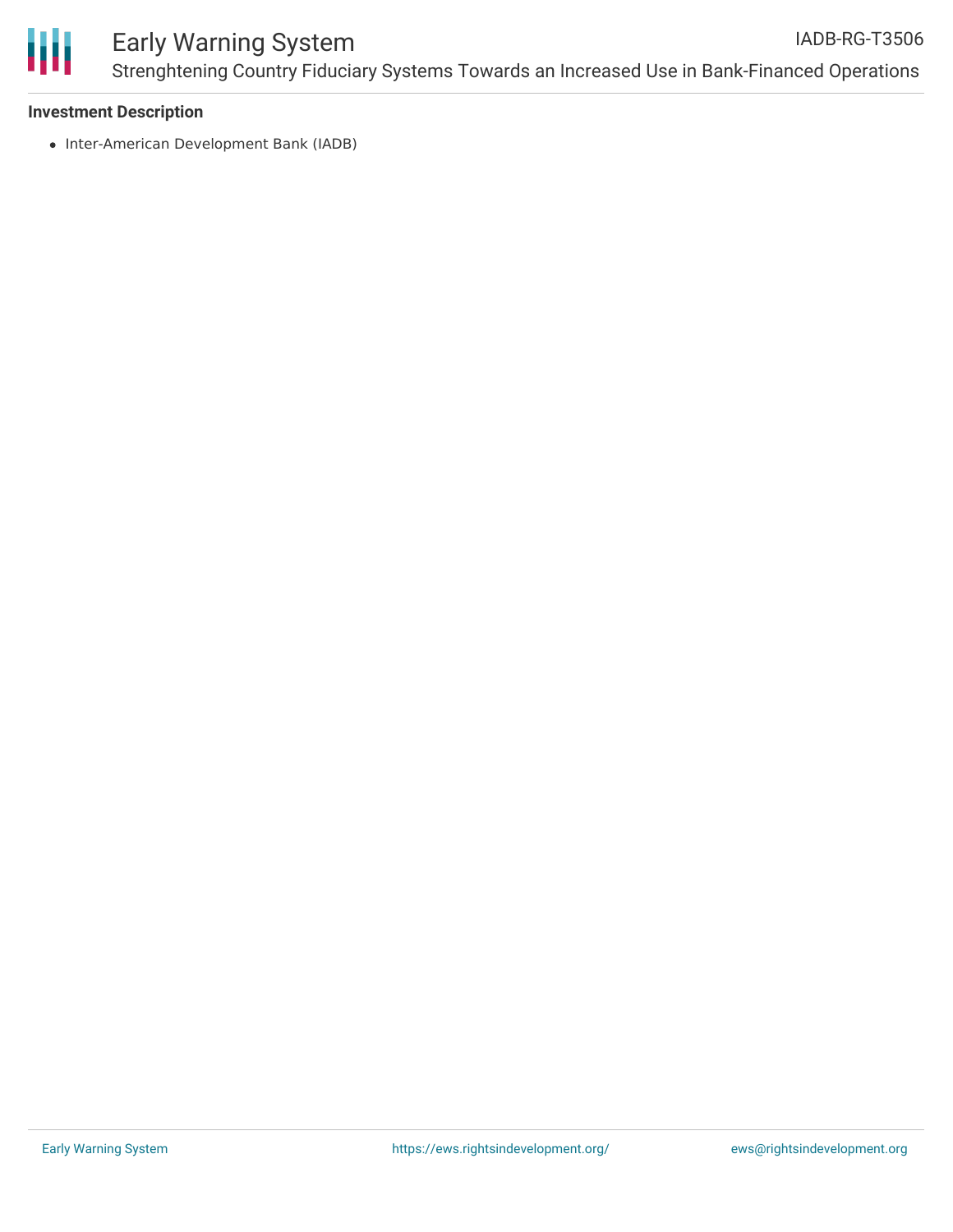**Investment Description**

- Inter-American Development Bank (IADB)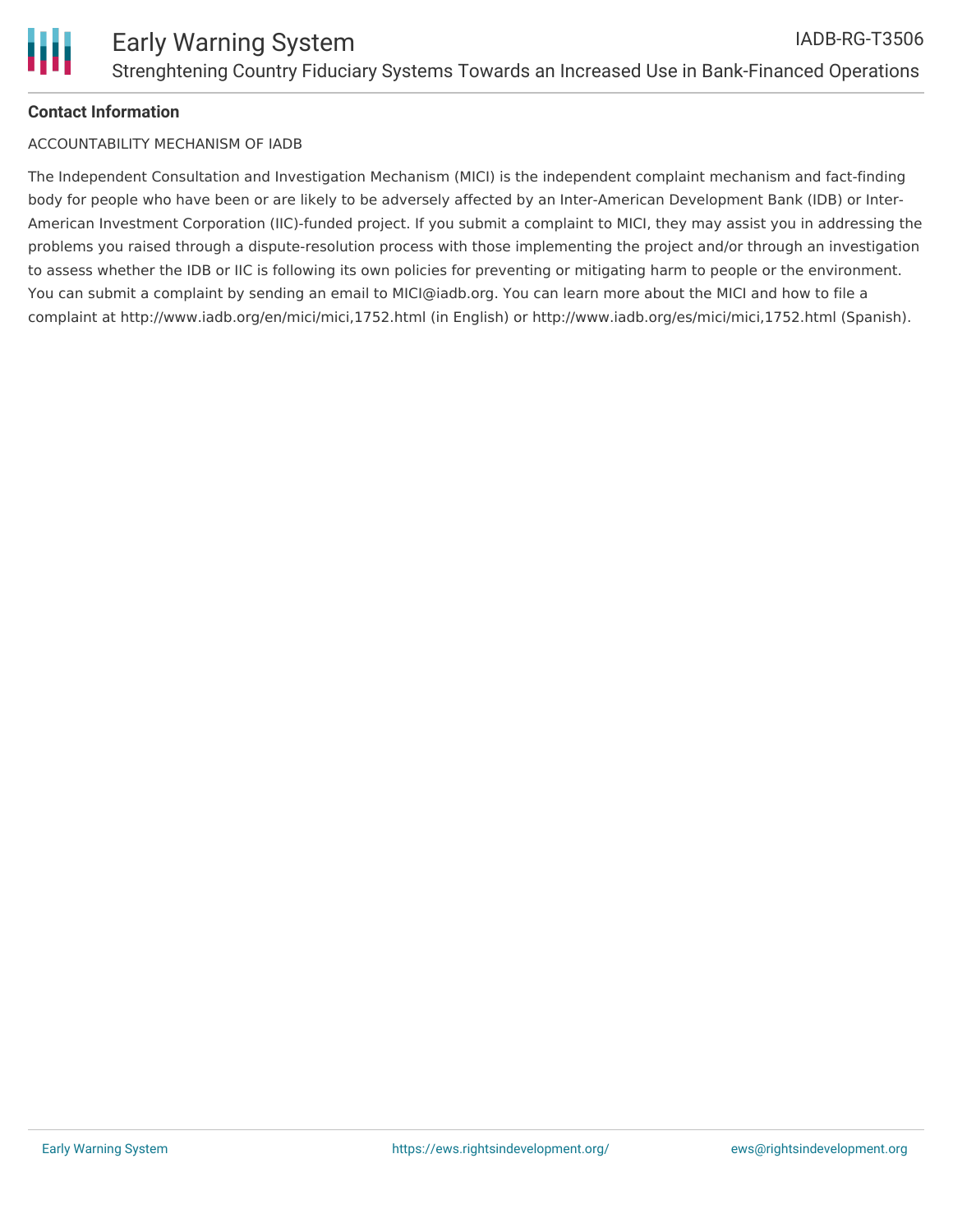**Contact Information**

ACCOUNTABILITY MECHANISM OF IADB

The Independent Consultation and Investigation Mechanism (MICI) is the independent complaint mechanism and fact-finding body for people who have been or are likely to be adversely affected by an Inter-American Development Bank (IDB) or Inter-American Investment Corporation (IIC)-funded project. If you submit a complaint to MICI, they may assist you in addressing the problems you raised through a dispute-resolution process with those implementing the project and/or through an investigation to assess whether the IDB or IIC is following its own policies for preventing or mitigating harm to people or the environment. You can submit a complaint by sending an email to MICI@iadb.org. You can learn more about the MICI and how to file a complaint at http://www.iadb.org/en/mici/mici,1752.html (in English) or http://www.iadb.org/es/mici/mici,1752.html (Spanish).